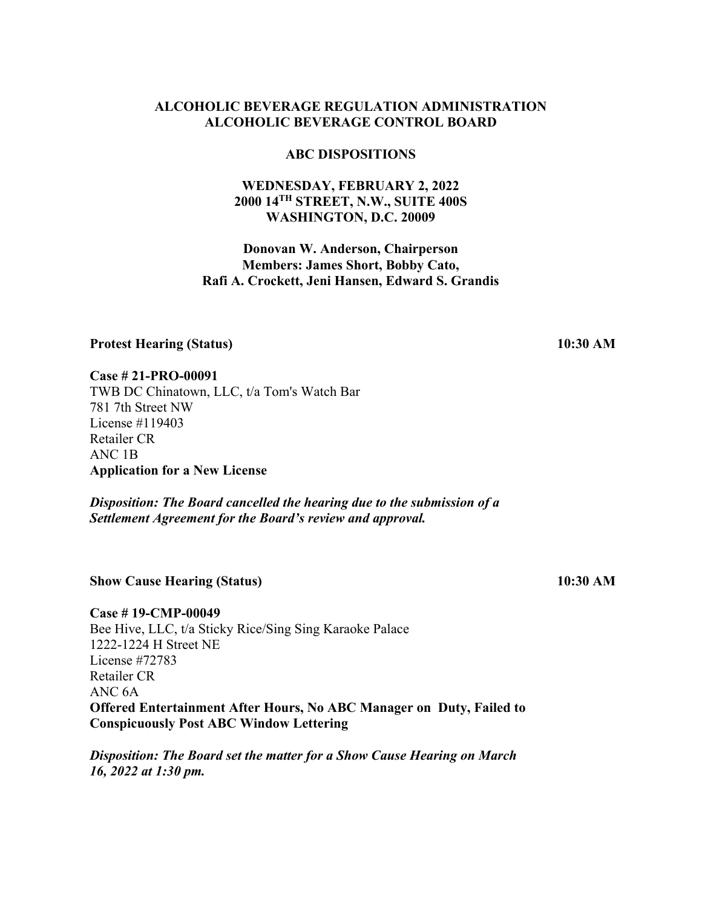# ALCOHOLIC BEVERAGE REGULATION ADMINISTRATION
# ALCOHOLIC BEVERAGE CONTROL BOARD

## ABC DISPOSITIONS

**WEDNESDAY, FEBRUARY 2, 2022**
**2000 14TH STREET, N.W., SUITE 400S**
**WASHINGTON, D.C. 20009**

**Donovan W. Anderson, Chairperson**
**Members: James Short, Bobby Cato,**
**Rafi A. Crockett, Jeni Hansen, Edward S. Grandis**

**Protest Hearing (Status)** **10:30 AM**

**Case # 21-PRO-00091**
TWB DC Chinatown, LLC, t/a Tom's Watch Bar
781 7th Street NW
License #119403
Retailer CR
ANC 1B
**Application for a New License**

***Disposition: The Board cancelled the hearing due to the submission of a Settlement Agreement for the Board's review and approval.***

**Show Cause Hearing (Status)** **10:30 AM**

**Case # 19-CMP-00049**
Bee Hive, LLC, t/a Sticky Rice/Sing Sing Karaoke Palace
1222-1224 H Street NE
License #72783
Retailer CR
ANC 6A
**Offered Entertainment After Hours, No ABC Manager on Duty, Failed to Conspicuously Post ABC Window Lettering**

***Disposition: The Board set the matter for a Show Cause Hearing on March 16, 2022 at 1:30 pm.***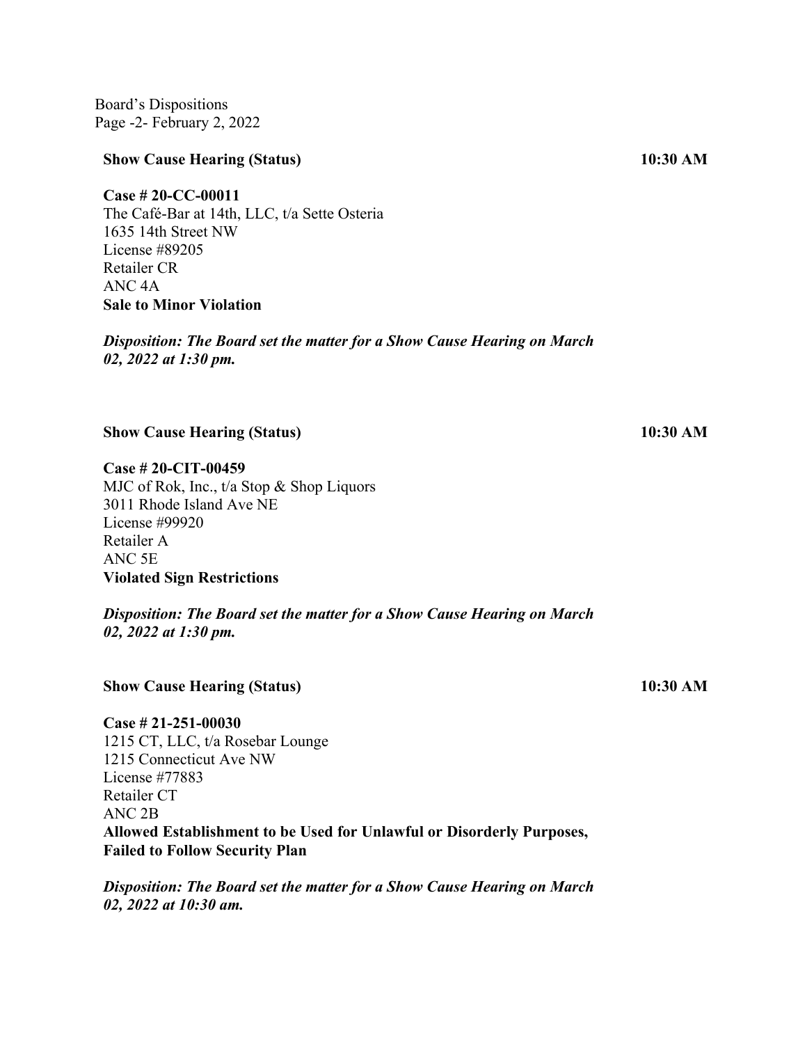**Show Cause Hearing (Status)** **10:30 AM**

**Case # 20-CC-00011**
The Café-Bar at 14th, LLC, t/a Sette Osteria
1635 14th Street NW
License #89205
Retailer CR
ANC 4A
**Sale to Minor Violation**

***Disposition: The Board set the matter for a Show Cause Hearing on March 02, 2022 at 1:30 pm.***

**Show Cause Hearing (Status)** **10:30 AM**

**Case # 20-CIT-00459**
MJC of Rok, Inc., t/a Stop & Shop Liquors
3011 Rhode Island Ave NE
License #99920
Retailer A
ANC 5E
**Violated Sign Restrictions**

***Disposition: The Board set the matter for a Show Cause Hearing on March 02, 2022 at 1:30 pm.***

**Show Cause Hearing (Status)** **10:30 AM**

**Case # 21-251-00030**
1215 CT, LLC, t/a Rosebar Lounge
1215 Connecticut Ave NW
License #77883
Retailer CT
ANC 2B
**Allowed Establishment to be Used for Unlawful or Disorderly Purposes, Failed to Follow Security Plan**

***Disposition: The Board set the matter for a Show Cause Hearing on March 02, 2022 at 10:30 am.***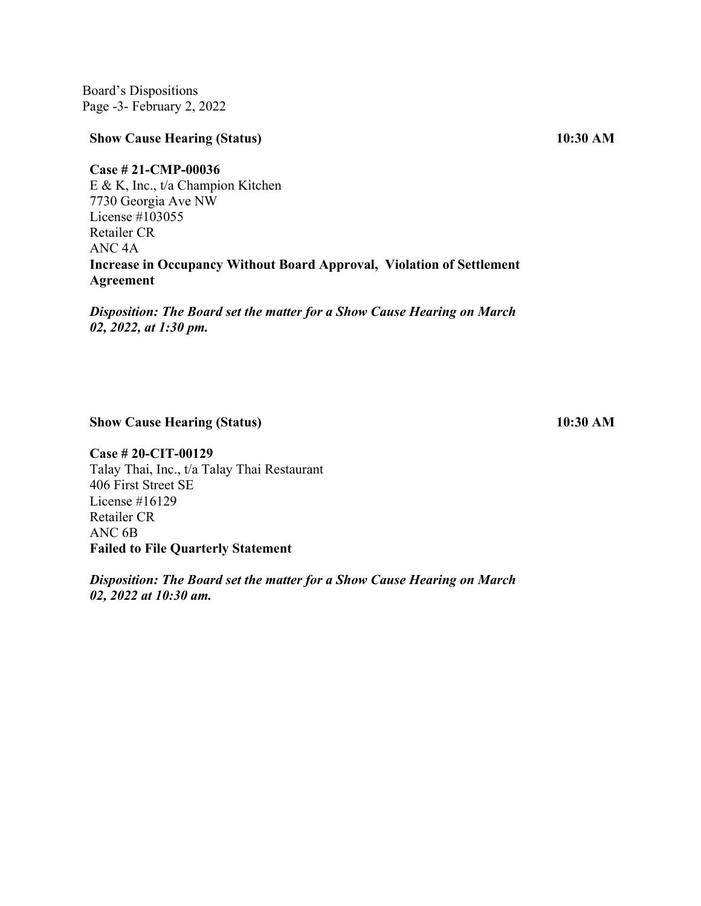**Show Cause Hearing (Status)** **10:30 AM**

**Case # 21-CMP-00036**
E & K, Inc., t/a Champion Kitchen
7730 Georgia Ave NW
License #103055
Retailer CR
ANC 4A
**Increase in Occupancy Without Board Approval, Violation of Settlement Agreement**

***Disposition: The Board set the matter for a Show Cause Hearing on March 02, 2022, at 1:30 pm.***

**Show Cause Hearing (Status)** **10:30 AM**

**Case # 20-CIT-00129**
Talay Thai, Inc., t/a Talay Thai Restaurant
406 First Street SE
License #16129
Retailer CR
ANC 6B
**Failed to File Quarterly Statement**

***Disposition: The Board set the matter for a Show Cause Hearing on March 02, 2022 at 10:30 am.***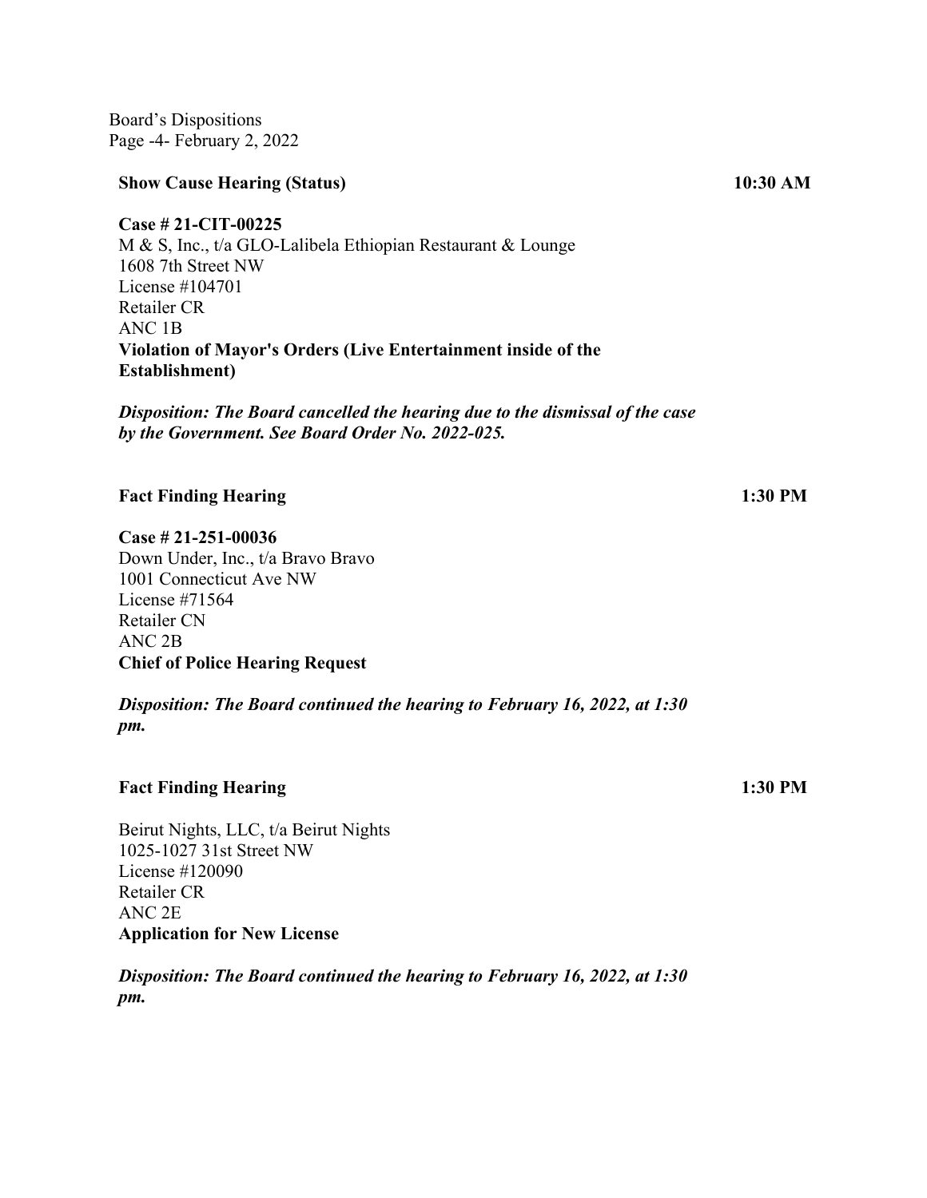**Show Cause Hearing (Status)** **10:30 AM**

**Case # 21-CIT-00225**
M & S, Inc., t/a GLO-Lalibela Ethiopian Restaurant & Lounge
1608 7th Street NW
License #104701
Retailer CR
ANC 1B
**Violation of Mayor's Orders (Live Entertainment inside of the Establishment)**

***Disposition: The Board cancelled the hearing due to the dismissal of the case by the Government. See Board Order No. 2022-025.***

**Fact Finding Hearing** **1:30 PM**

**Case # 21-251-00036**
Down Under, Inc., t/a Bravo Bravo
1001 Connecticut Ave NW
License #71564
Retailer CN
ANC 2B
**Chief of Police Hearing Request**

***Disposition: The Board continued the hearing to February 16, 2022, at 1:30 pm.***

**Fact Finding Hearing** **1:30 PM**

Beirut Nights, LLC, t/a Beirut Nights
1025-1027 31st Street NW
License #120090
Retailer CR
ANC 2E
**Application for New License**

***Disposition: The Board continued the hearing to February 16, 2022, at 1:30 pm.***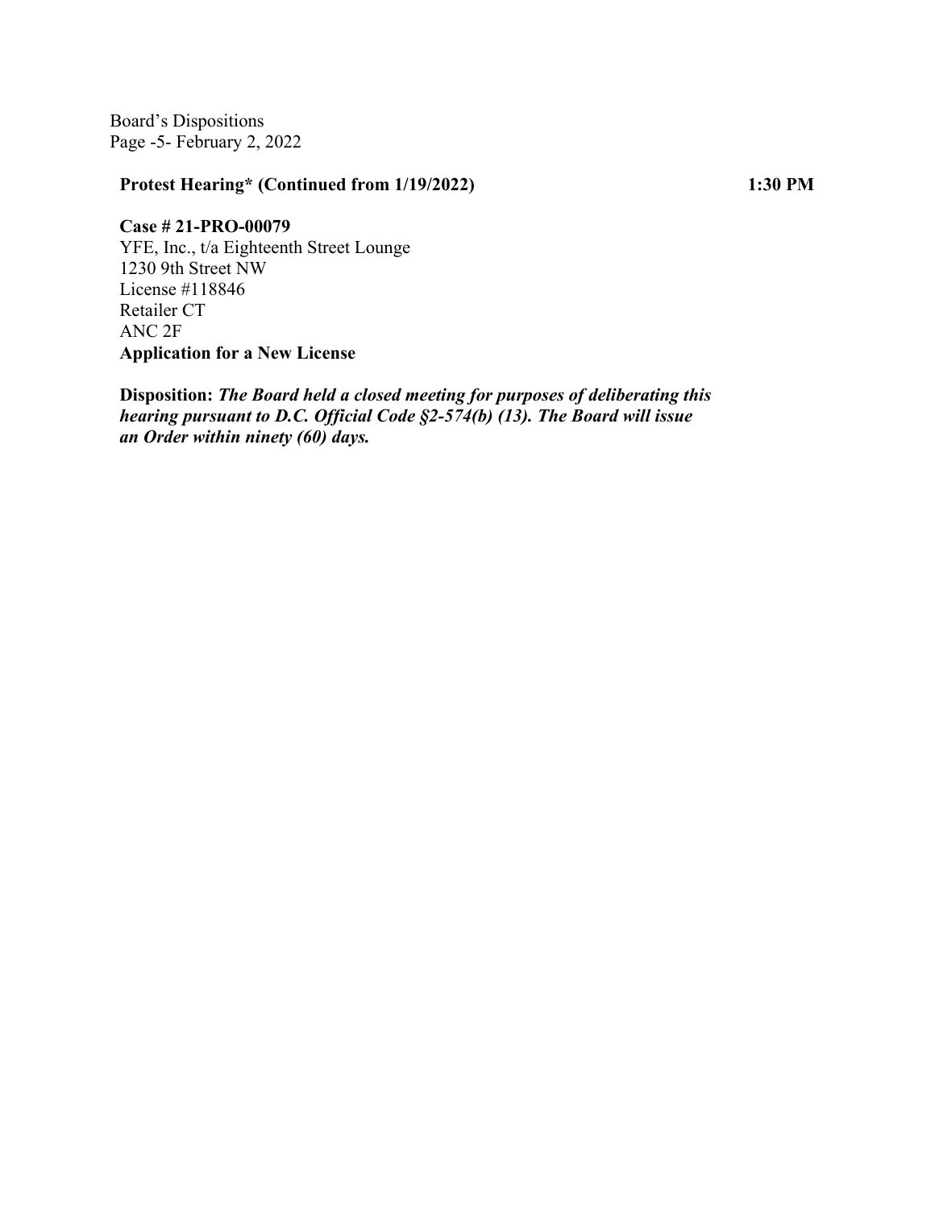**Protest Hearing* (Continued from 1/19/2022)** **1:30 PM**

**Case # 21-PRO-00079**
YFE, Inc., t/a Eighteenth Street Lounge
1230 9th Street NW
License #118846
Retailer CT
ANC 2F
**Application for a New License**

**Disposition:** ***The Board held a closed meeting for purposes of deliberating this hearing pursuant to D.C. Official Code §2-574(b) (13). The Board will issue an Order within ninety (60) days.***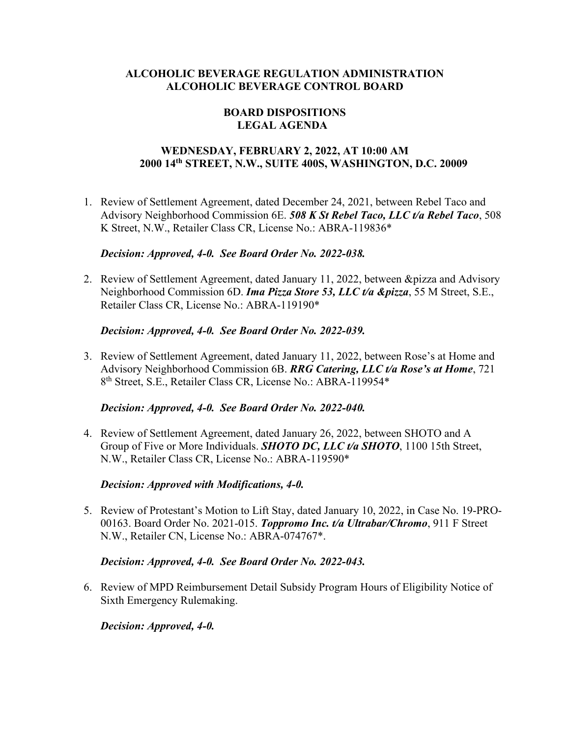# ALCOHOLIC BEVERAGE REGULATION ADMINISTRATION
# ALCOHOLIC BEVERAGE CONTROL BOARD

## BOARD DISPOSITIONS
## LEGAL AGENDA

### WEDNESDAY, FEBRUARY 2, 2022, AT 10:00 AM
### 2000 14th STREET, N.W., SUITE 400S, WASHINGTON, D.C. 20009

1. Review of Settlement Agreement, dated December 24, 2021, between Rebel Taco and Advisory Neighborhood Commission 6E. ***508 K St Rebel Taco, LLC t/a Rebel Taco***, 508 K Street, N.W., Retailer Class CR, License No.: ABRA-119836*

   ***Decision: Approved, 4-0. See Board Order No. 2022-038.***

2. Review of Settlement Agreement, dated January 11, 2022, between &pizza and Advisory Neighborhood Commission 6D. ***Ima Pizza Store 53, LLC t/a &pizza***, 55 M Street, S.E., Retailer Class CR, License No.: ABRA-119190*

   ***Decision: Approved, 4-0. See Board Order No. 2022-039.***

3. Review of Settlement Agreement, dated January 11, 2022, between Rose's at Home and Advisory Neighborhood Commission 6B. ***RRG Catering, LLC t/a Rose's at Home***, 721 8th Street, S.E., Retailer Class CR, License No.: ABRA-119954*

   ***Decision: Approved, 4-0. See Board Order No. 2022-040.***

4. Review of Settlement Agreement, dated January 26, 2022, between SHOTO and A Group of Five or More Individuals. ***SHOTO DC, LLC t/a SHOTO***, 1100 15th Street, N.W., Retailer Class CR, License No.: ABRA-119590*

   ***Decision: Approved with Modifications, 4-0.***

5. Review of Protestant's Motion to Lift Stay, dated January 10, 2022, in Case No. 19-PRO-00163. Board Order No. 2021-015. ***Toppromo Inc. t/a Ultrabar/Chromo***, 911 F Street N.W., Retailer CN, License No.: ABRA-074767*.

   ***Decision: Approved, 4-0. See Board Order No. 2022-043.***

6. Review of MPD Reimbursement Detail Subsidy Program Hours of Eligibility Notice of Sixth Emergency Rulemaking.

   ***Decision: Approved, 4-0.***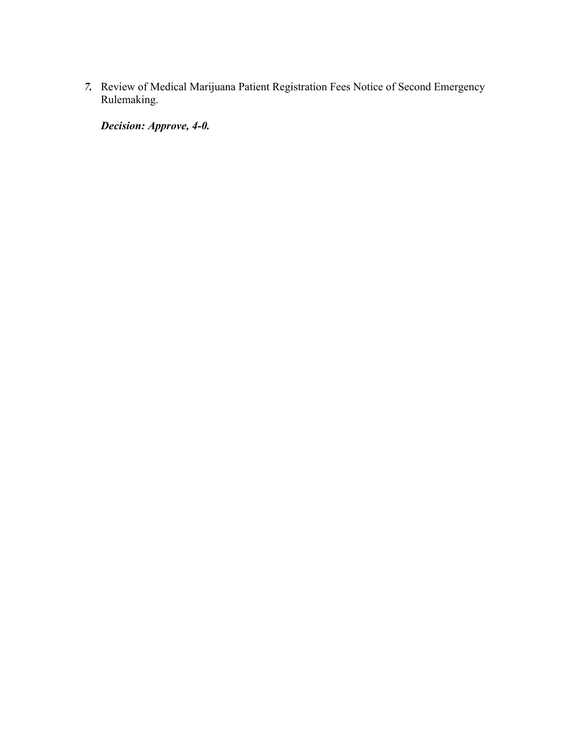***7.*** Review of Medical Marijuana Patient Registration Fees Notice of Second Emergency Rulemaking.

***Decision: Approve, 4-0.***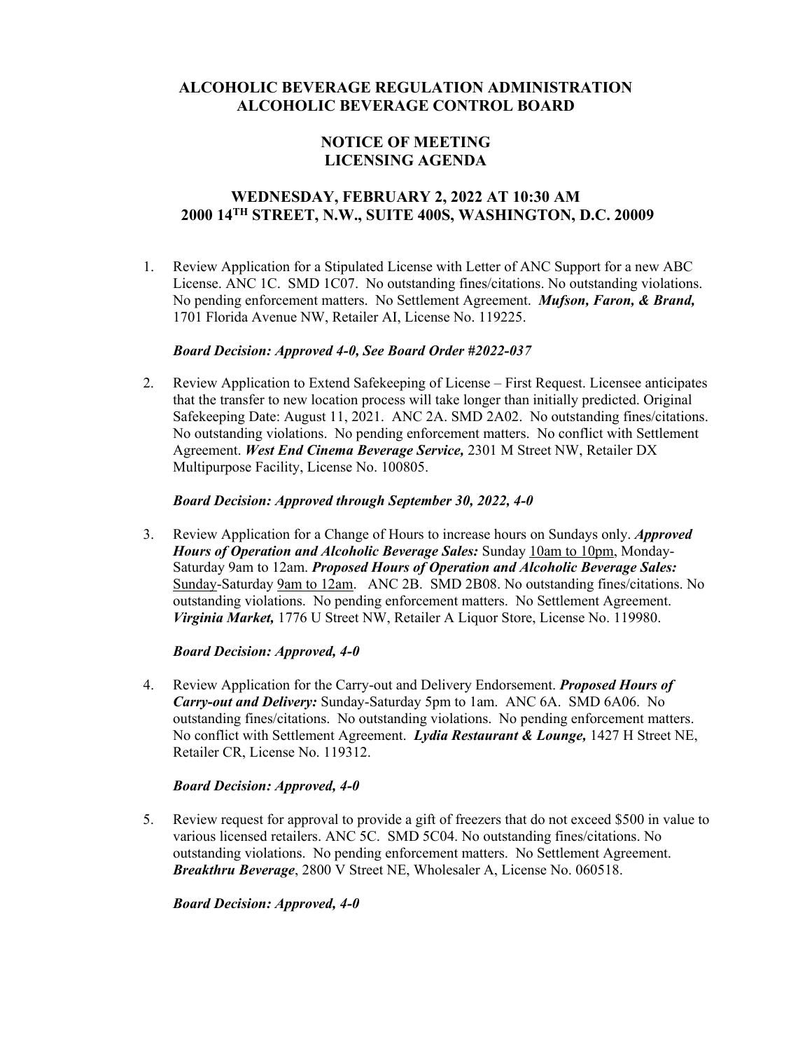# ALCOHOLIC BEVERAGE REGULATION ADMINISTRATION
# ALCOHOLIC BEVERAGE CONTROL BOARD

## NOTICE OF MEETING
## LICENSING AGENDA

## WEDNESDAY, FEBRUARY 2, 2022 AT 10:30 AM
## 2000 14TH STREET, N.W., SUITE 400S, WASHINGTON, D.C. 20009

1. Review Application for a Stipulated License with Letter of ANC Support for a new ABC License. ANC 1C. SMD 1C07. No outstanding fines/citations. No outstanding violations. No pending enforcement matters. No Settlement Agreement. ***Mufson, Faron, & Brand,*** 1701 Florida Avenue NW, Retailer AI, License No. 119225.

   ***Board Decision: Approved 4-0, See Board Order #2022-037***

2. Review Application to Extend Safekeeping of License – First Request. Licensee anticipates that the transfer to new location process will take longer than initially predicted. Original Safekeeping Date: August 11, 2021. ANC 2A. SMD 2A02. No outstanding fines/citations. No outstanding violations. No pending enforcement matters. No conflict with Settlement Agreement. ***West End Cinema Beverage Service,*** 2301 M Street NW, Retailer DX Multipurpose Facility, License No. 100805.

   ***Board Decision: Approved through September 30, 2022, 4-0***

3. Review Application for a Change of Hours to increase hours on Sundays only. ***Approved Hours of Operation and Alcoholic Beverage Sales:*** Sunday <u>10am to 10pm</u>, Monday-Saturday 9am to 12am. ***Proposed Hours of Operation and Alcoholic Beverage Sales:*** <u>Sunday</u>-Saturday <u>9am to 12am</u>. ANC 2B. SMD 2B08. No outstanding fines/citations. No outstanding violations. No pending enforcement matters. No Settlement Agreement. ***Virginia Market,*** 1776 U Street NW, Retailer A Liquor Store, License No. 119980.

   ***Board Decision: Approved, 4-0***

4. Review Application for the Carry-out and Delivery Endorsement. ***Proposed Hours of Carry-out and Delivery:*** Sunday-Saturday 5pm to 1am. ANC 6A. SMD 6A06. No outstanding fines/citations. No outstanding violations. No pending enforcement matters. No conflict with Settlement Agreement. ***Lydia Restaurant & Lounge,*** 1427 H Street NE, Retailer CR, License No. 119312.

   ***Board Decision: Approved, 4-0***

5. Review request for approval to provide a gift of freezers that do not exceed $500 in value to various licensed retailers. ANC 5C. SMD 5C04. No outstanding fines/citations. No outstanding violations. No pending enforcement matters. No Settlement Agreement. ***Breakthru Beverage***, 2800 V Street NE, Wholesaler A, License No. 060518.

   ***Board Decision: Approved, 4-0***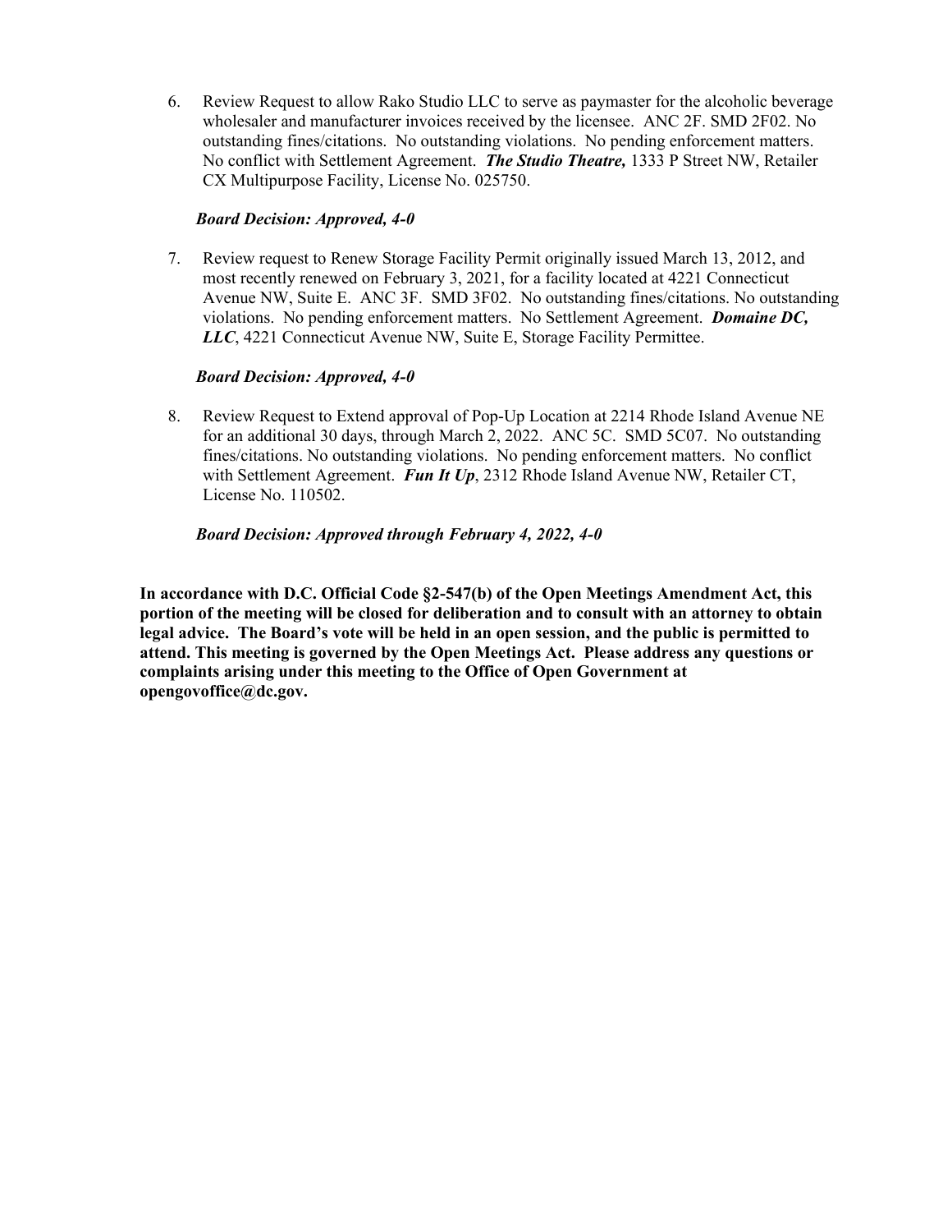6. Review Request to allow Rako Studio LLC to serve as paymaster for the alcoholic beverage wholesaler and manufacturer invoices received by the licensee. ANC 2F. SMD 2F02. No outstanding fines/citations. No outstanding violations. No pending enforcement matters. No conflict with Settlement Agreement. ***The Studio Theatre,*** 1333 P Street NW, Retailer CX Multipurpose Facility, License No. 025750.

   ***Board Decision: Approved, 4-0***

7. Review request to Renew Storage Facility Permit originally issued March 13, 2012, and most recently renewed on February 3, 2021, for a facility located at 4221 Connecticut Avenue NW, Suite E. ANC 3F. SMD 3F02. No outstanding fines/citations. No outstanding violations. No pending enforcement matters. No Settlement Agreement. ***Domaine DC, LLC***, 4221 Connecticut Avenue NW, Suite E, Storage Facility Permittee.

   ***Board Decision: Approved, 4-0***

8. Review Request to Extend approval of Pop-Up Location at 2214 Rhode Island Avenue NE for an additional 30 days, through March 2, 2022. ANC 5C. SMD 5C07. No outstanding fines/citations. No outstanding violations. No pending enforcement matters. No conflict with Settlement Agreement. ***Fun It Up***, 2312 Rhode Island Avenue NW, Retailer CT, License No. 110502.

   ***Board Decision: Approved through February 4, 2022, 4-0***

**In accordance with D.C. Official Code §2-547(b) of the Open Meetings Amendment Act, this portion of the meeting will be closed for deliberation and to consult with an attorney to obtain legal advice. The Board's vote will be held in an open session, and the public is permitted to attend. This meeting is governed by the Open Meetings Act. Please address any questions or complaints arising under this meeting to the Office of Open Government at opengovoffice@dc.gov.**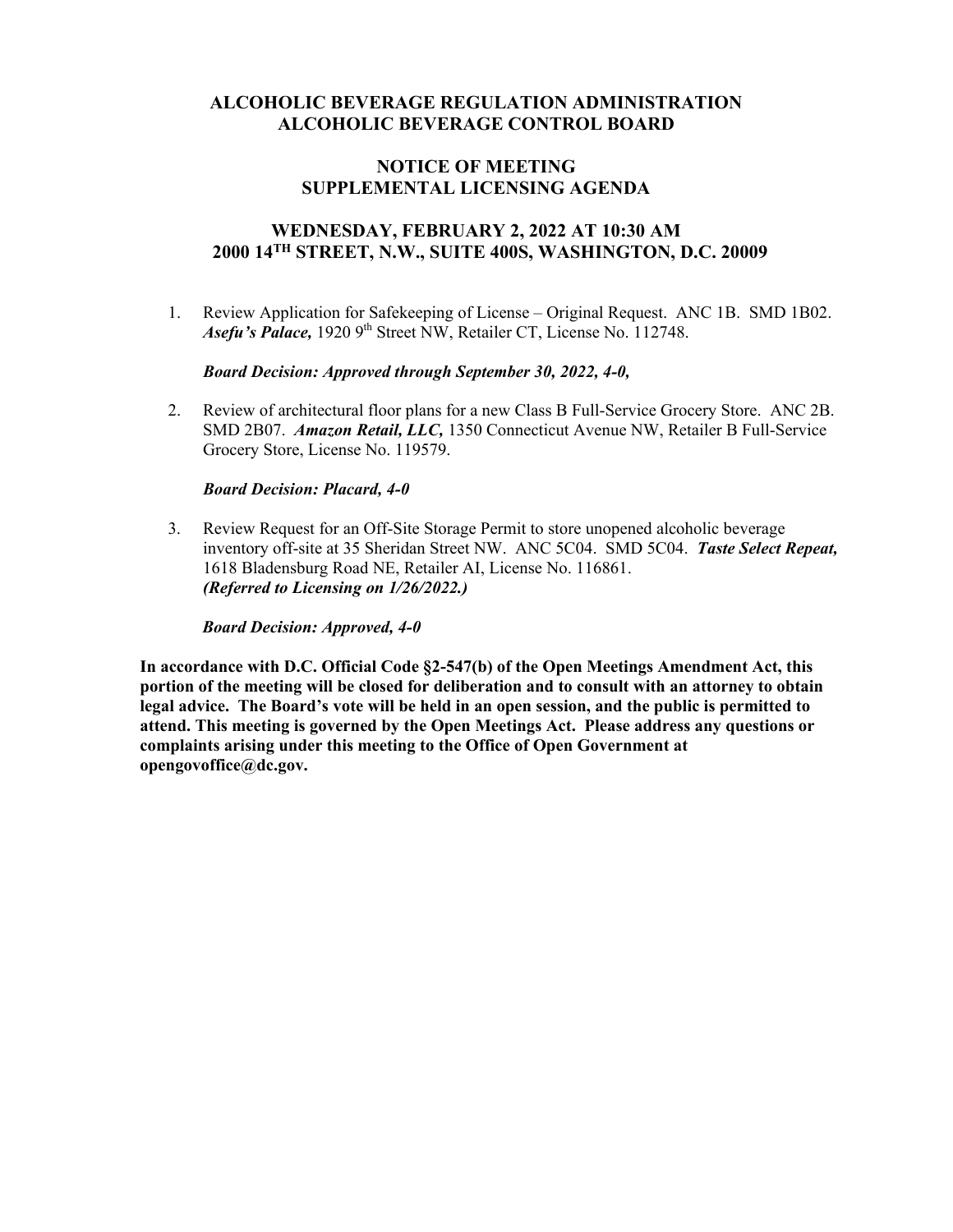# ALCOHOLIC BEVERAGE REGULATION ADMINISTRATION
# ALCOHOLIC BEVERAGE CONTROL BOARD

## NOTICE OF MEETING
## SUPPLEMENTAL LICENSING AGENDA

## WEDNESDAY, FEBRUARY 2, 2022 AT 10:30 AM
## 2000 14TH STREET, N.W., SUITE 400S, WASHINGTON, D.C. 20009

1. Review Application for Safekeeping of License – Original Request. ANC 1B. SMD 1B02. ***Asefu's Palace,*** 1920 9th Street NW, Retailer CT, License No. 112748.

   ***Board Decision: Approved through September 30, 2022, 4-0,***

2. Review of architectural floor plans for a new Class B Full-Service Grocery Store. ANC 2B. SMD 2B07. ***Amazon Retail, LLC,*** 1350 Connecticut Avenue NW, Retailer B Full-Service Grocery Store, License No. 119579.

   ***Board Decision: Placard, 4-0***

3. Review Request for an Off-Site Storage Permit to store unopened alcoholic beverage inventory off-site at 35 Sheridan Street NW. ANC 5C04. SMD 5C04. ***Taste Select Repeat,*** 1618 Bladensburg Road NE, Retailer AI, License No. 116861.
   ***(Referred to Licensing on 1/26/2022.)***

   ***Board Decision: Approved, 4-0***

**In accordance with D.C. Official Code §2-547(b) of the Open Meetings Amendment Act, this portion of the meeting will be closed for deliberation and to consult with an attorney to obtain legal advice. The Board's vote will be held in an open session, and the public is permitted to attend. This meeting is governed by the Open Meetings Act. Please address any questions or complaints arising under this meeting to the Office of Open Government at opengovoffice@dc.gov.**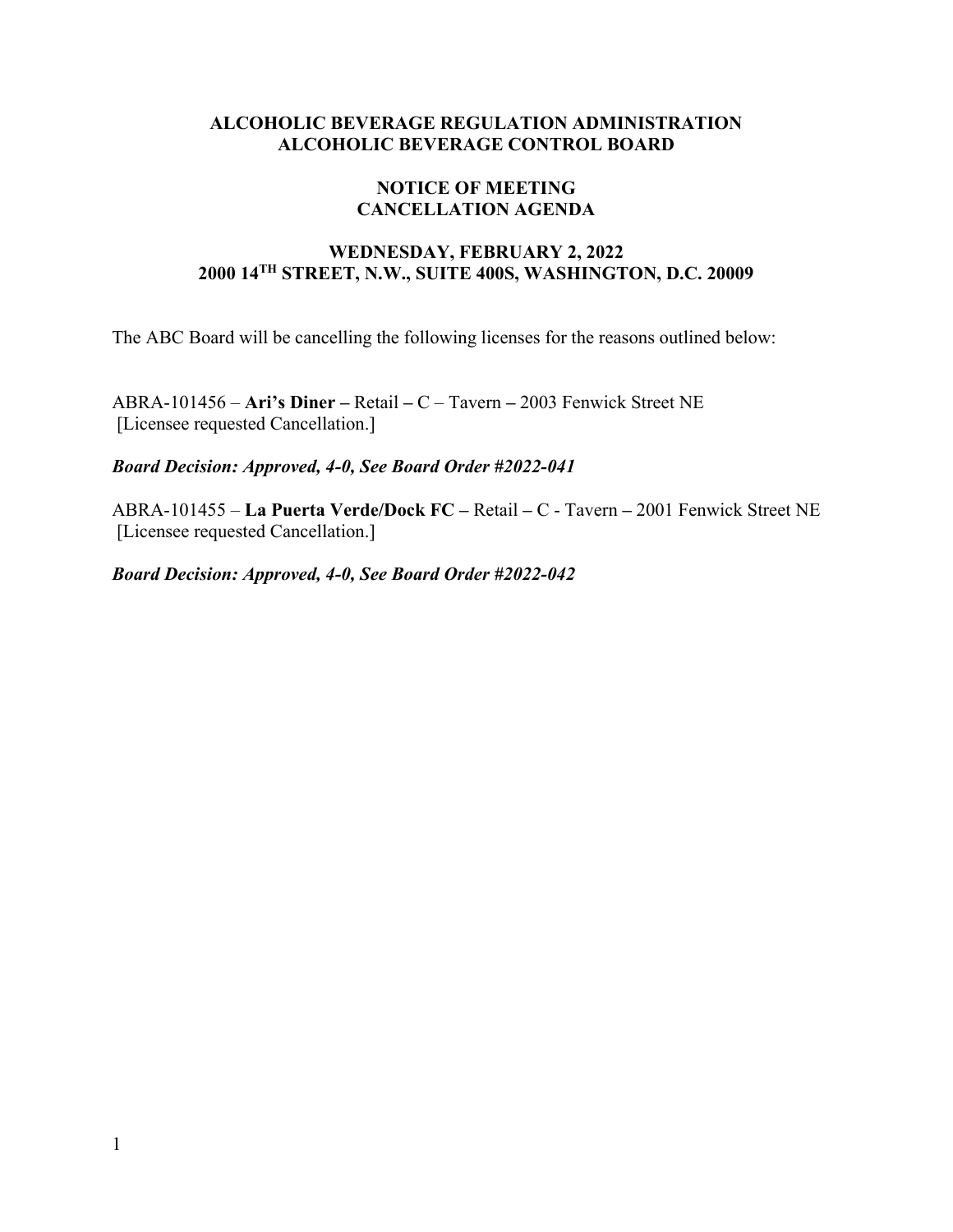**ALCOHOLIC BEVERAGE REGULATION ADMINISTRATION**
**ALCOHOLIC BEVERAGE CONTROL BOARD**

**NOTICE OF MEETING**
**CANCELLATION AGENDA**

**WEDNESDAY, FEBRUARY 2, 2022**
**2000 14TH STREET, N.W., SUITE 400S, WASHINGTON, D.C. 20009**

The ABC Board will be cancelling the following licenses for the reasons outlined below:

ABRA-101456 – **Ari's Diner –** Retail **–** C – Tavern **–** 2003 Fenwick Street NE
[Licensee requested Cancellation.]

***Board Decision: Approved, 4-0, See Board Order #2022-041***

ABRA-101455 – **La Puerta Verde/Dock FC –** Retail **–** C - Tavern **–** 2001 Fenwick Street NE
[Licensee requested Cancellation.]

***Board Decision: Approved, 4-0, See Board Order #2022-042***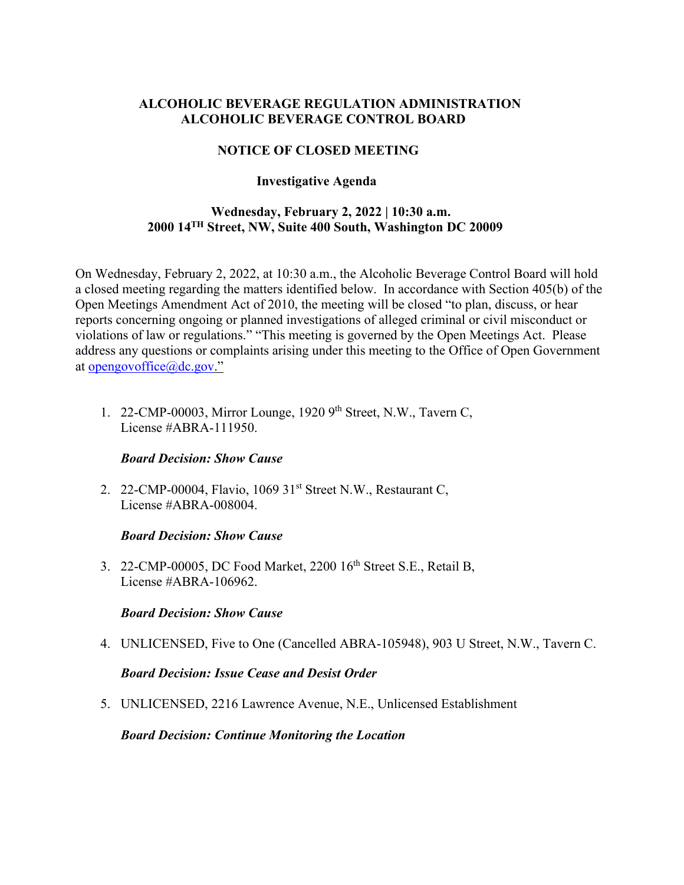**ALCOHOLIC BEVERAGE REGULATION ADMINISTRATION**
**ALCOHOLIC BEVERAGE CONTROL BOARD**

**NOTICE OF CLOSED MEETING**

**Investigative Agenda**

**Wednesday, February 2, 2022 | 10:30 a.m.**
**2000 14TH Street, NW, Suite 400 South, Washington DC 20009**

On Wednesday, February 2, 2022, at 10:30 a.m., the Alcoholic Beverage Control Board will hold a closed meeting regarding the matters identified below. In accordance with Section 405(b) of the Open Meetings Amendment Act of 2010, the meeting will be closed "to plan, discuss, or hear reports concerning ongoing or planned investigations of alleged criminal or civil misconduct or violations of law or regulations." "This meeting is governed by the Open Meetings Act. Please address any questions or complaints arising under this meeting to the Office of Open Government at opengovoffice@dc.gov."

1. 22-CMP-00003, Mirror Lounge, 1920 9th Street, N.W., Tavern C, License #ABRA-111950.

   ***Board Decision: Show Cause***

2. 22-CMP-00004, Flavio, 1069 31st Street N.W., Restaurant C, License #ABRA-008004.

   ***Board Decision: Show Cause***

3. 22-CMP-00005, DC Food Market, 2200 16th Street S.E., Retail B, License #ABRA-106962.

   ***Board Decision: Show Cause***

4. UNLICENSED, Five to One (Cancelled ABRA-105948), 903 U Street, N.W., Tavern C.

   ***Board Decision: Issue Cease and Desist Order***

5. UNLICENSED, 2216 Lawrence Avenue, N.E., Unlicensed Establishment

   ***Board Decision: Continue Monitoring the Location***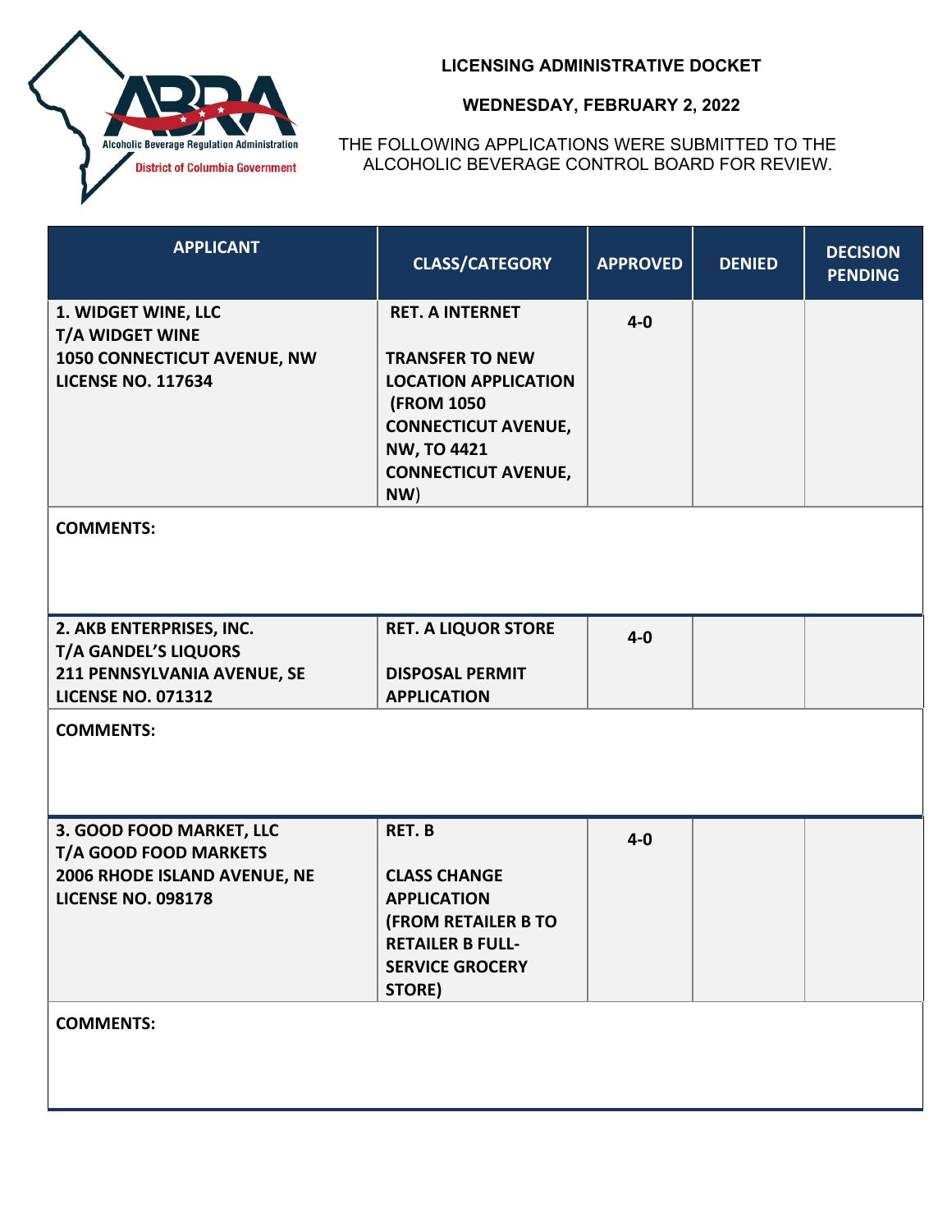**LICENSING ADMINISTRATIVE DOCKET**

**WEDNESDAY, FEBRUARY 2, 2022**

THE FOLLOWING APPLICATIONS WERE SUBMITTED TO THE ALCOHOLIC BEVERAGE CONTROL BOARD FOR REVIEW.

| APPLICANT | CLASS/CATEGORY | APPROVED | DENIED | DECISION PENDING |
|---|---|---|---|---|
| **1. WIDGET WINE, LLC T/A WIDGET WINE 1050 CONNECTICUT AVENUE, NW LICENSE NO. 117634** | **RET. A INTERNET TRANSFER TO NEW LOCATION APPLICATION (FROM 1050 CONNECTICUT AVENUE, NW, TO 4421 CONNECTICUT AVENUE, NW)** | **4-0** | | |
| **COMMENTS:** | | | | |
| **2. AKB ENTERPRISES, INC. T/A GANDEL'S LIQUORS 211 PENNSYLVANIA AVENUE, SE LICENSE NO. 071312** | **RET. A LIQUOR STORE DISPOSAL PERMIT APPLICATION** | **4-0** | | |
| **COMMENTS:** | | | | |
| **3. GOOD FOOD MARKET, LLC T/A GOOD FOOD MARKETS 2006 RHODE ISLAND AVENUE, NE LICENSE NO. 098178** | **RET. B CLASS CHANGE APPLICATION (FROM RETAILER B TO RETAILER B FULL-SERVICE GROCERY STORE)** | **4-0** | | |
| **COMMENTS:** | | | | |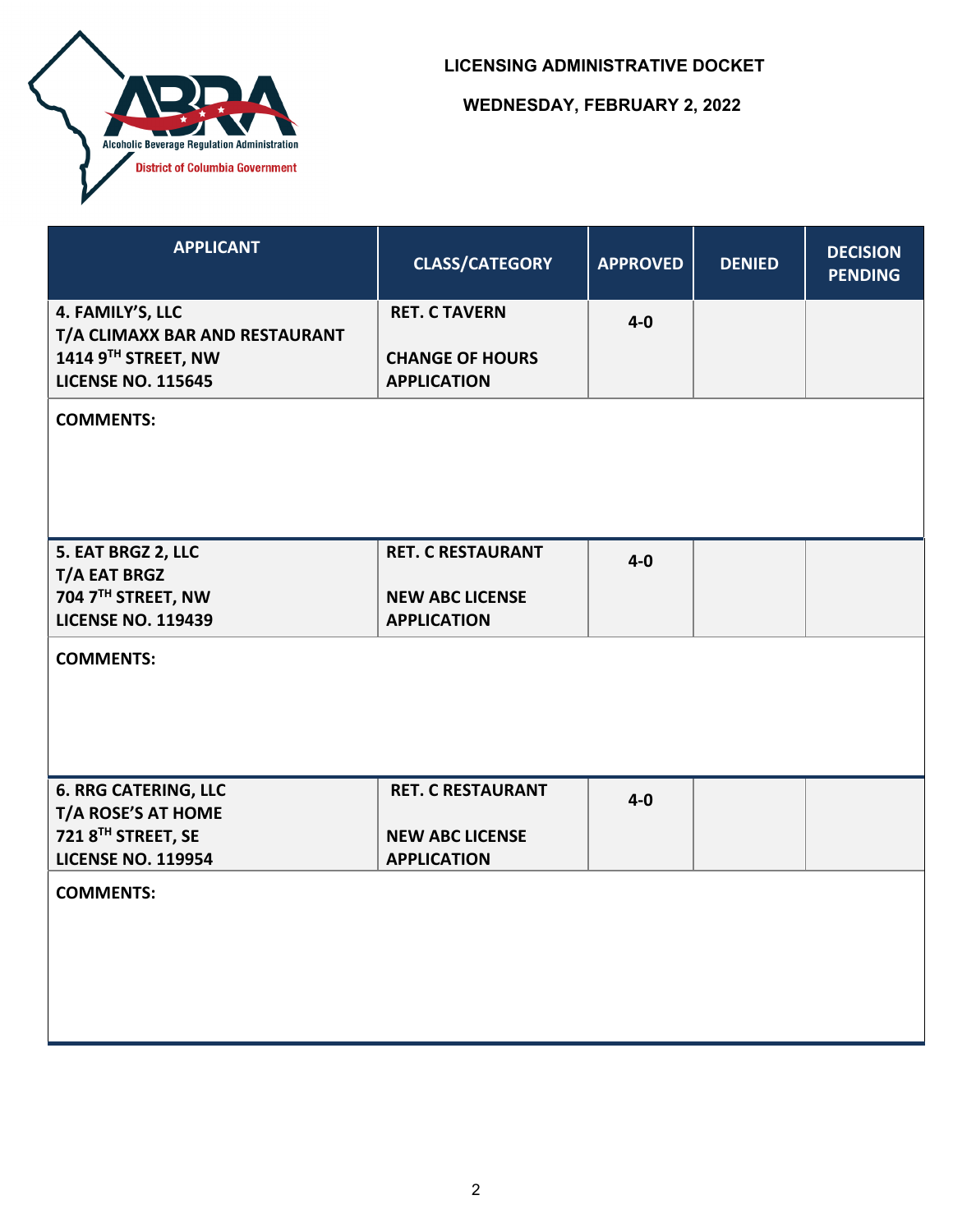**LICENSING ADMINISTRATIVE DOCKET**

**WEDNESDAY, FEBRUARY 2, 2022**

| APPLICANT | CLASS/CATEGORY | APPROVED | DENIED | DECISION PENDING |
|---|---|---|---|---|
| **4. FAMILY'S, LLC**<br>**T/A CLIMAXX BAR AND RESTAURANT**<br>**1414 9TH STREET, NW**<br>**LICENSE NO. 115645** | **RET. C TAVERN**<br><br>**CHANGE OF HOURS APPLICATION** | **4-0** | | |
| **COMMENTS:** | | | | |
| **5. EAT BRGZ 2, LLC**<br>**T/A EAT BRGZ**<br>**704 7TH STREET, NW**<br>**LICENSE NO. 119439** | **RET. C RESTAURANT**<br><br>**NEW ABC LICENSE APPLICATION** | **4-0** | | |
| **COMMENTS:** | | | | |
| **6. RRG CATERING, LLC**<br>**T/A ROSE'S AT HOME**<br>**721 8TH STREET, SE**<br>**LICENSE NO. 119954** | **RET. C RESTAURANT**<br><br>**NEW ABC LICENSE APPLICATION** | **4-0** | | |
| **COMMENTS:** | | | | |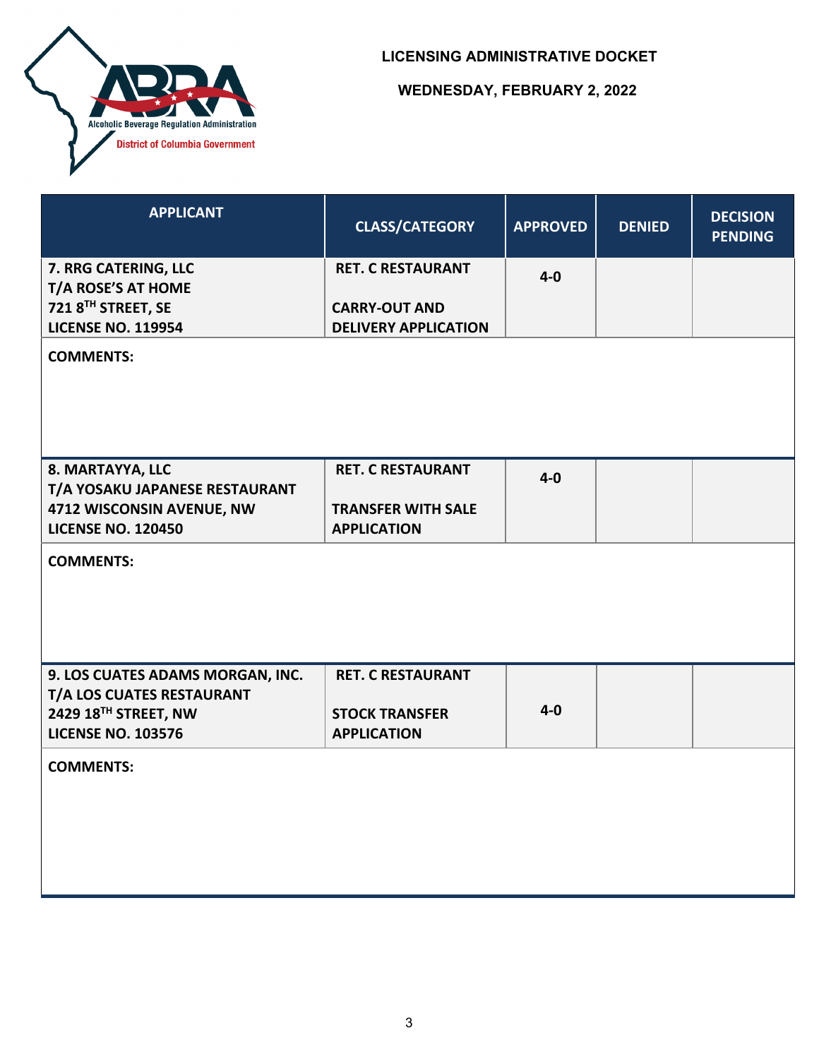Alcoholic Beverage Regulation Administration
District of Columbia Government

# LICENSING ADMINISTRATIVE DOCKET

## WEDNESDAY, FEBRUARY 2, 2022

| APPLICANT | CLASS/CATEGORY | APPROVED | DENIED | DECISION PENDING |
|---|---|---|---|---|
| **7. RRG CATERING, LLC**<br>**T/A ROSE'S AT HOME**<br>**721 8TH STREET, SE**<br>**LICENSE NO. 119954** | **RET. C RESTAURANT**<br><br>**CARRY-OUT AND DELIVERY APPLICATION** | **4-0** | | |
| **COMMENTS:** | | | | |
| **8. MARTAYYA, LLC**<br>**T/A YOSAKU JAPANESE RESTAURANT**<br>**4712 WISCONSIN AVENUE, NW**<br>**LICENSE NO. 120450** | **RET. C RESTAURANT**<br><br>**TRANSFER WITH SALE APPLICATION** | **4-0** | | |
| **COMMENTS:** | | | | |
| **9. LOS CUATES ADAMS MORGAN, INC.**<br>**T/A LOS CUATES RESTAURANT**<br>**2429 18TH STREET, NW**<br>**LICENSE NO. 103576** | **RET. C RESTAURANT**<br><br>**STOCK TRANSFER APPLICATION** | **4-0** | | |
| **COMMENTS:** | | | | |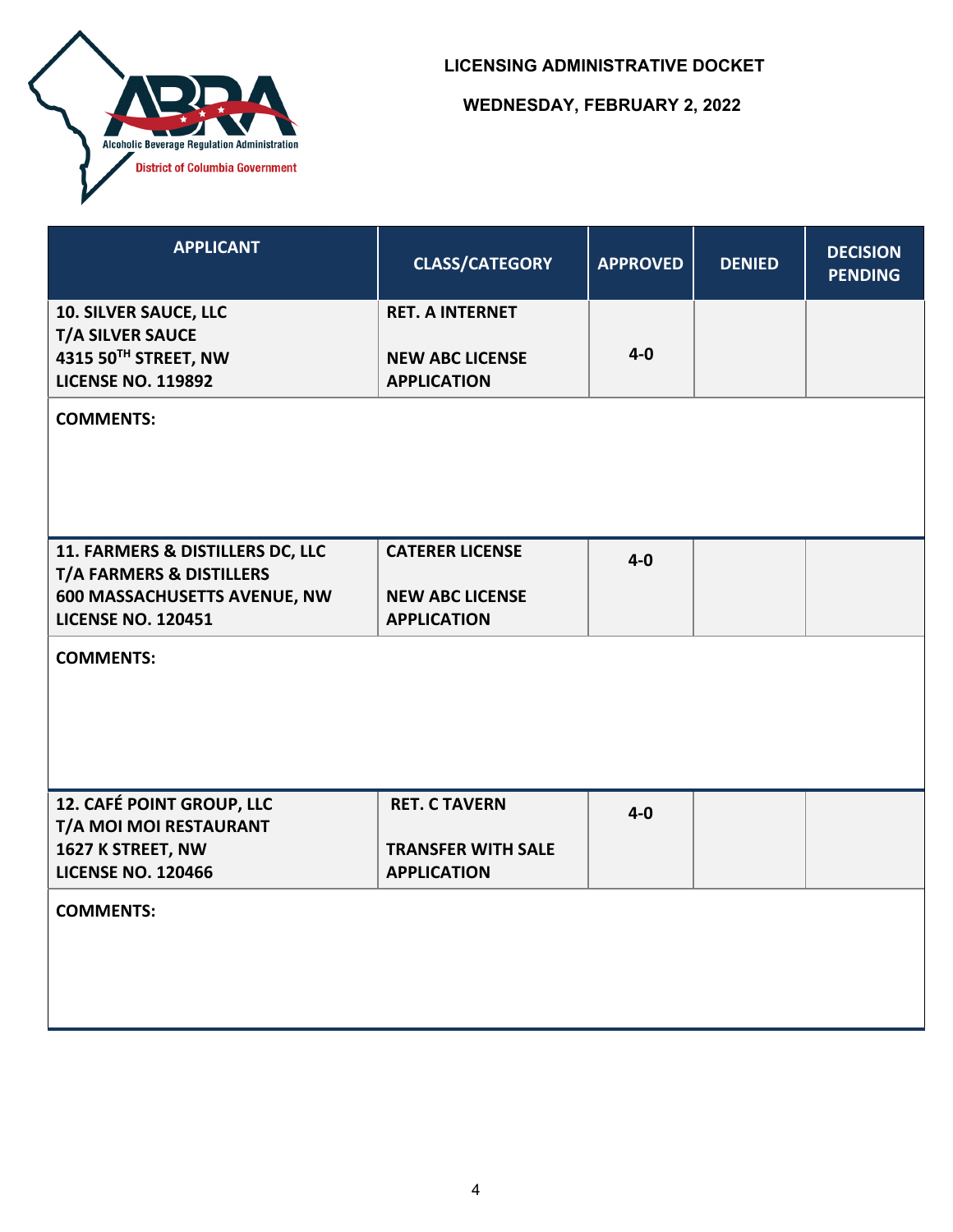**Alcoholic Beverage Regulation Administration**
**District of Columbia Government**

# LICENSING ADMINISTRATIVE DOCKET

## WEDNESDAY, FEBRUARY 2, 2022

| APPLICANT | CLASS/CATEGORY | APPROVED | DENIED | DECISION PENDING |
|---|---|---|---|---|
| **10. SILVER SAUCE, LLC**<br>**T/A SILVER SAUCE**<br>**4315 50TH STREET, NW**<br>**LICENSE NO. 119892** | **RET. A INTERNET**<br><br>**NEW ABC LICENSE APPLICATION** | **4-0** | | |
| **COMMENTS:** | | | | |
| **11. FARMERS & DISTILLERS DC, LLC**<br>**T/A FARMERS & DISTILLERS**<br>**600 MASSACHUSETTS AVENUE, NW**<br>**LICENSE NO. 120451** | **CATERER LICENSE**<br><br>**NEW ABC LICENSE APPLICATION** | **4-0** | | |
| **COMMENTS:** | | | | |
| **12. CAFÉ POINT GROUP, LLC**<br>**T/A MOI MOI RESTAURANT**<br>**1627 K STREET, NW**<br>**LICENSE NO. 120466** | **RET. C TAVERN**<br><br>**TRANSFER WITH SALE APPLICATION** | **4-0** | | |
| **COMMENTS:** | | | | |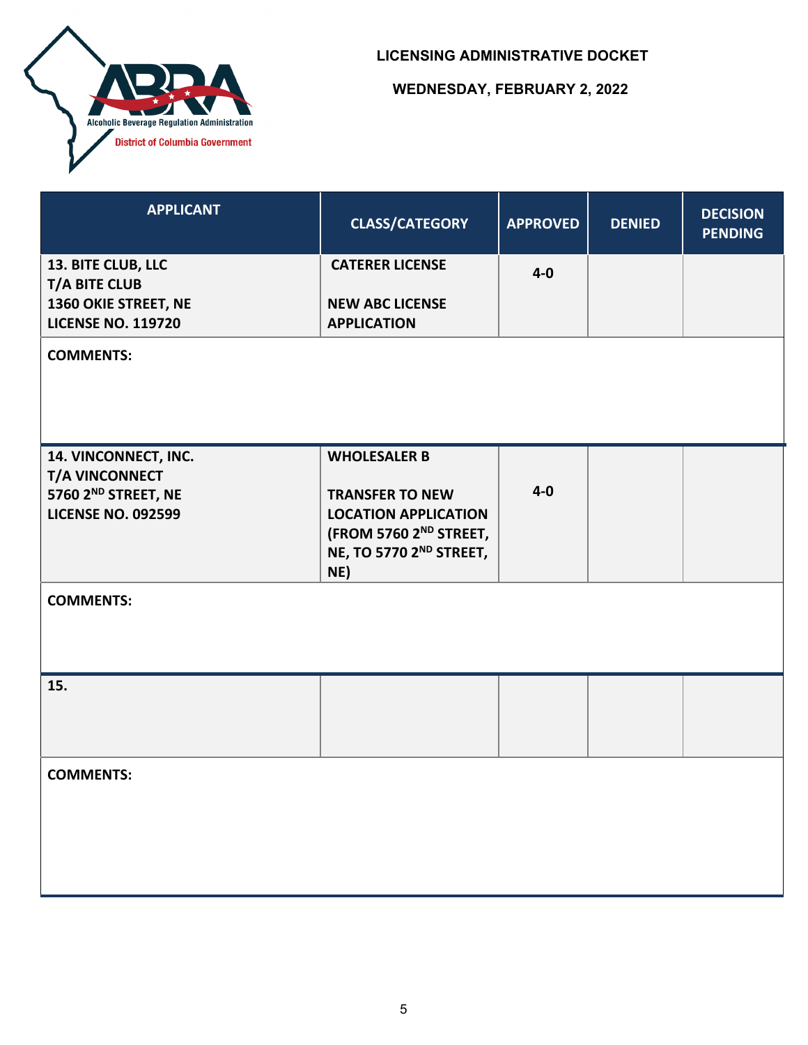LICENSING ADMINISTRATIVE DOCKET

WEDNESDAY, FEBRUARY 2, 2022

| APPLICANT | CLASS/CATEGORY | APPROVED | DENIED | DECISION PENDING |
|---|---|---|---|---|
| **13. BITE CLUB, LLC<br>T/A BITE CLUB<br>1360 OKIE STREET, NE<br>LICENSE NO. 119720** | **CATERER LICENSE<br><br>NEW ABC LICENSE APPLICATION** | **4-0** | | |
| **COMMENTS:** | | | | |
| **14. VINCONNECT, INC.<br>T/A VINCONNECT<br>5760 2ND STREET, NE<br>LICENSE NO. 092599** | **WHOLESALER B<br><br>TRANSFER TO NEW LOCATION APPLICATION (FROM 5760 2ND STREET, NE, TO 5770 2ND STREET, NE)** | **4-0** | | |
| **COMMENTS:** | | | | |
| **15.** | | | | |
| **COMMENTS:** | | | | |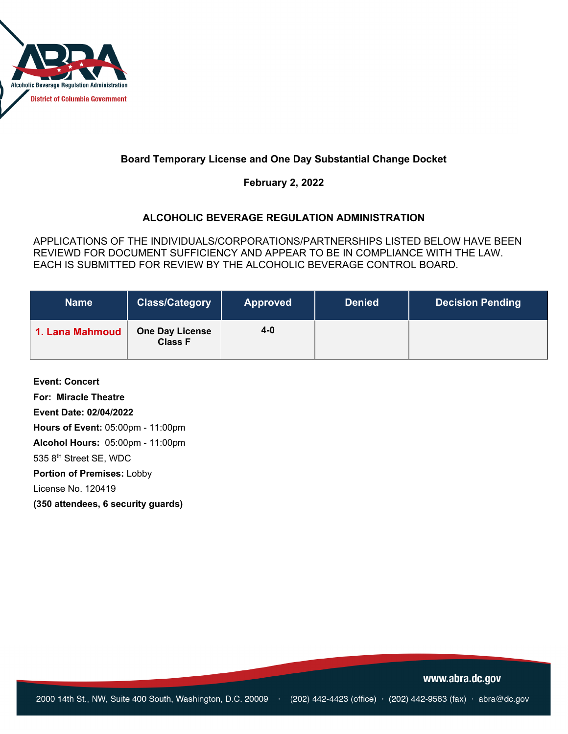**Board Temporary License and One Day Substantial Change Docket**

**February 2, 2022**

**ALCOHOLIC BEVERAGE REGULATION ADMINISTRATION**

APPLICATIONS OF THE INDIVIDUALS/CORPORATIONS/PARTNERSHIPS LISTED BELOW HAVE BEEN REVIEWD FOR DOCUMENT SUFFICIENCY AND APPEAR TO BE IN COMPLIANCE WITH THE LAW. EACH IS SUBMITTED FOR REVIEW BY THE ALCOHOLIC BEVERAGE CONTROL BOARD.

| Name | Class/Category | Approved | Denied | Decision Pending |
|---|---|---|---|---|
| 1. Lana Mahmoud | One Day License Class F | 4-0 | | |

**Event: Concert**

**For: Miracle Theatre**

**Event Date: 02/04/2022**

**Hours of Event:** 05:00pm - 11:00pm

**Alcohol Hours:** 05:00pm - 11:00pm

535 8th Street SE, WDC

**Portion of Premises:** Lobby

License No. 120419

**(350 attendees, 6 security guards)**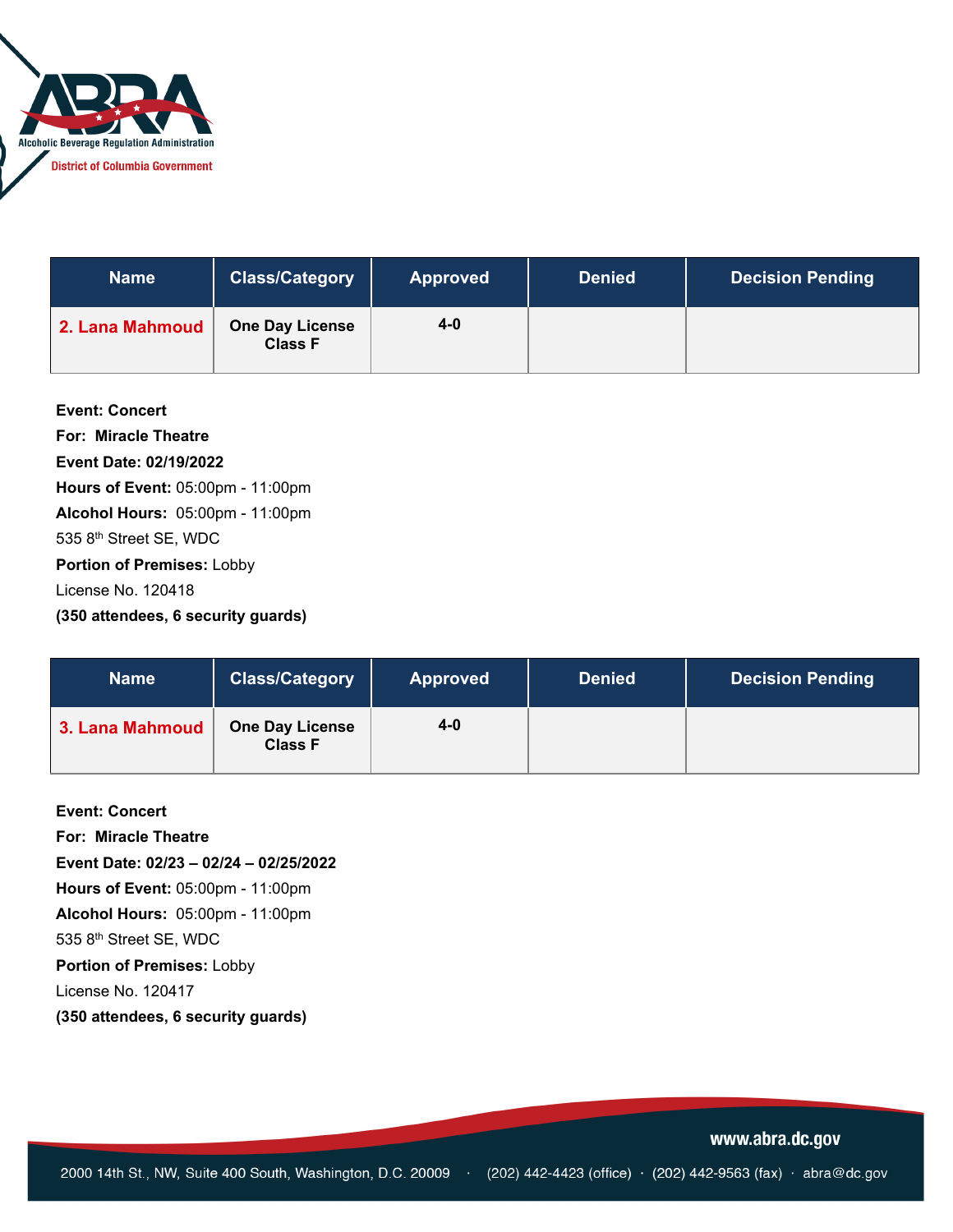| Name | Class/Category | Approved | Denied | Decision Pending |
|---|---|---|---|---|
| **2. Lana Mahmoud** | **One Day License Class F** | **4-0** | | |

**Event: Concert**
**For: Miracle Theatre**
**Event Date: 02/19/2022**
**Hours of Event:** 05:00pm - 11:00pm
**Alcohol Hours:** 05:00pm - 11:00pm
535 8th Street SE, WDC
**Portion of Premises:** Lobby
License No. 120418
**(350 attendees, 6 security guards)**

| Name | Class/Category | Approved | Denied | Decision Pending |
|---|---|---|---|---|
| **3. Lana Mahmoud** | **One Day License Class F** | **4-0** | | |

**Event: Concert**
**For: Miracle Theatre**
**Event Date: 02/23 – 02/24 – 02/25/2022**
**Hours of Event:** 05:00pm - 11:00pm
**Alcohol Hours:** 05:00pm - 11:00pm
535 8th Street SE, WDC
**Portion of Premises:** Lobby
License No. 120417
**(350 attendees, 6 security guards)**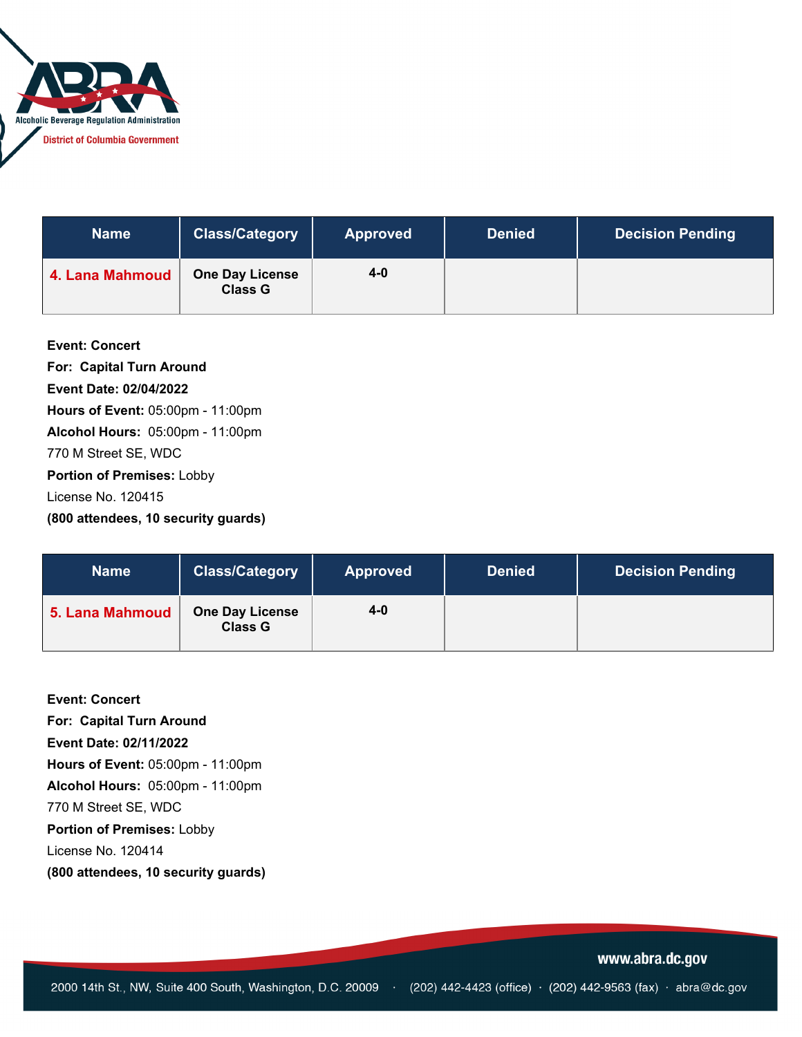| Name | Class/Category | Approved | Denied | Decision Pending |
| --- | --- | --- | --- | --- |
| 4. Lana Mahmoud | One Day License Class G | 4-0 | | |

**Event: Concert**
**For: Capital Turn Around**
**Event Date: 02/04/2022**
**Hours of Event:** 05:00pm - 11:00pm
**Alcohol Hours:** 05:00pm - 11:00pm
770 M Street SE, WDC
**Portion of Premises:** Lobby
License No. 120415
**(800 attendees, 10 security guards)**

| Name | Class/Category | Approved | Denied | Decision Pending |
| --- | --- | --- | --- | --- |
| 5. Lana Mahmoud | One Day License Class G | 4-0 | | |

**Event: Concert**
**For: Capital Turn Around**
**Event Date: 02/11/2022**
**Hours of Event:** 05:00pm - 11:00pm
**Alcohol Hours:** 05:00pm - 11:00pm
770 M Street SE, WDC
**Portion of Premises:** Lobby
License No. 120414
**(800 attendees, 10 security guards)**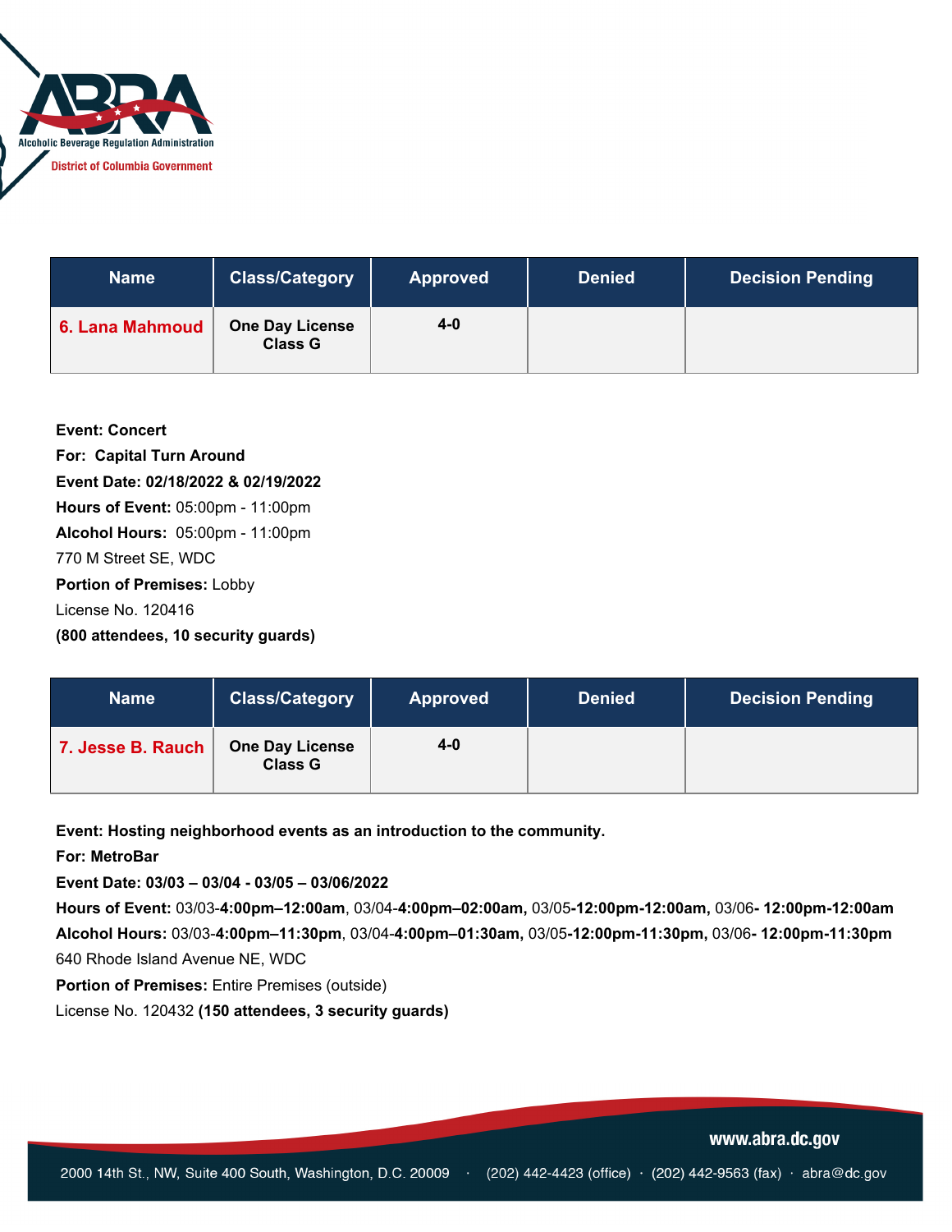| Name | Class/Category | Approved | Denied | Decision Pending |
|---|---|---|---|---|
| **6. Lana Mahmoud** | **One Day License Class G** | **4-0** | | |

**Event: Concert**

**For: Capital Turn Around**

**Event Date: 02/18/2022 & 02/19/2022**

**Hours of Event:** 05:00pm - 11:00pm

**Alcohol Hours:** 05:00pm - 11:00pm

770 M Street SE, WDC

**Portion of Premises:** Lobby

License No. 120416

**(800 attendees, 10 security guards)**

| Name | Class/Category | Approved | Denied | Decision Pending |
|---|---|---|---|---|
| **7. Jesse B. Rauch** | **One Day License Class G** | **4-0** | | |

**Event: Hosting neighborhood events as an introduction to the community.**

**For: MetroBar**

**Event Date: 03/03 – 03/04 - 03/05 – 03/06/2022**

**Hours of Event:** 03/03-**4:00pm–12:00am**, 03/04-**4:00pm–02:00am,** 03/05**-12:00pm-12:00am,** 03/06**- 12:00pm-12:00am**

**Alcohol Hours:** 03/03-**4:00pm–11:30pm**, 03/04-**4:00pm–01:30am,** 03/05**-12:00pm-11:30pm,** 03/06**- 12:00pm-11:30pm**

640 Rhode Island Avenue NE, WDC

**Portion of Premises:** Entire Premises (outside)

License No. 120432 **(150 attendees, 3 security guards)**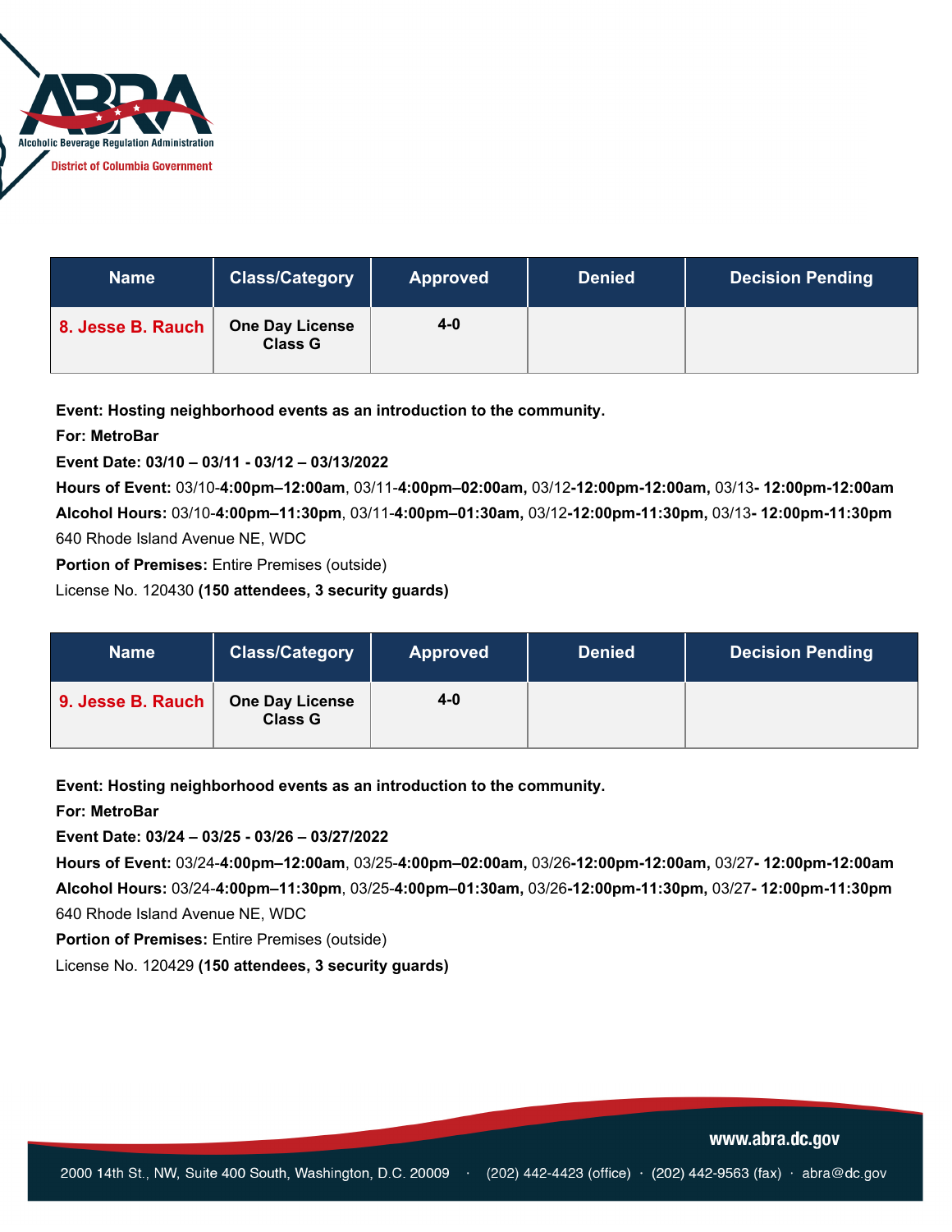| Name | Class/Category | Approved | Denied | Decision Pending |
|---|---|---|---|---|
| 8. Jesse B. Rauch | One Day License Class G | 4-0 | | |

**Event: Hosting neighborhood events as an introduction to the community.**

**For: MetroBar**

**Event Date: 03/10 – 03/11 - 03/12 – 03/13/2022**

**Hours of Event:** 03/10-**4:00pm–12:00am**, 03/11-**4:00pm–02:00am,** 03/12**-12:00pm-12:00am,** 03/13**- 12:00pm-12:00am**

**Alcohol Hours:** 03/10-**4:00pm–11:30pm**, 03/11-**4:00pm–01:30am,** 03/12**-12:00pm-11:30pm,** 03/13**- 12:00pm-11:30pm**

640 Rhode Island Avenue NE, WDC

**Portion of Premises:** Entire Premises (outside)

License No. 120430 **(150 attendees, 3 security guards)**

| Name | Class/Category | Approved | Denied | Decision Pending |
|---|---|---|---|---|
| 9. Jesse B. Rauch | One Day License Class G | 4-0 | | |

**Event: Hosting neighborhood events as an introduction to the community.**

**For: MetroBar**

**Event Date: 03/24 – 03/25 - 03/26 – 03/27/2022**

**Hours of Event:** 03/24-**4:00pm–12:00am**, 03/25-**4:00pm–02:00am,** 03/26**-12:00pm-12:00am,** 03/27**- 12:00pm-12:00am**

**Alcohol Hours:** 03/24-**4:00pm–11:30pm**, 03/25-**4:00pm–01:30am,** 03/26**-12:00pm-11:30pm,** 03/27**- 12:00pm-11:30pm**

640 Rhode Island Avenue NE, WDC

**Portion of Premises:** Entire Premises (outside)

License No. 120429 **(150 attendees, 3 security guards)**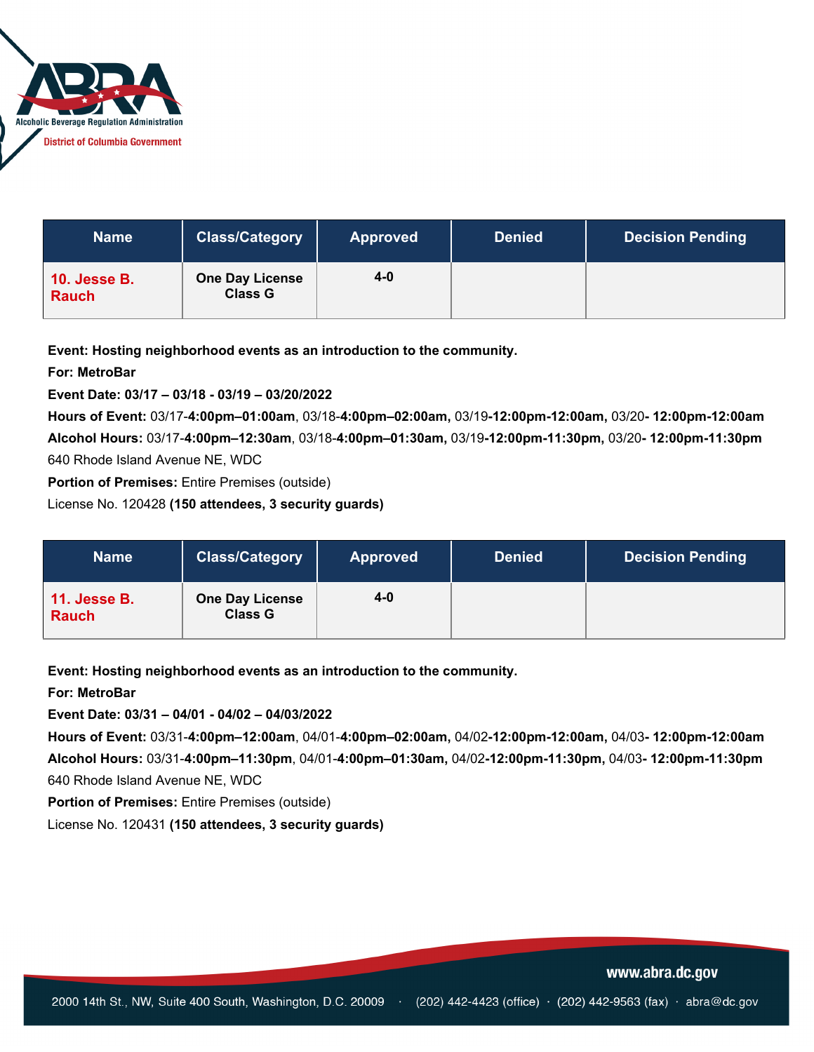| Name | Class/Category | Approved | Denied | Decision Pending |
|---|---|---|---|---|
| **10. Jesse B. Rauch** | **One Day License Class G** | **4-0** | | |

**Event: Hosting neighborhood events as an introduction to the community.**

**For: MetroBar**

**Event Date: 03/17 – 03/18 - 03/19 – 03/20/2022**

**Hours of Event:** 03/17-**4:00pm–01:00am**, 03/18-**4:00pm–02:00am,** 03/19**-12:00pm-12:00am,** 03/20**- 12:00pm-12:00am**

**Alcohol Hours:** 03/17-**4:00pm–12:30am**, 03/18-**4:00pm–01:30am,** 03/19**-12:00pm-11:30pm,** 03/20**- 12:00pm-11:30pm**

640 Rhode Island Avenue NE, WDC

**Portion of Premises:** Entire Premises (outside)

License No. 120428 **(150 attendees, 3 security guards)**

| Name | Class/Category | Approved | Denied | Decision Pending |
|---|---|---|---|---|
| **11. Jesse B. Rauch** | **One Day License Class G** | **4-0** | | |

**Event: Hosting neighborhood events as an introduction to the community.**

**For: MetroBar**

**Event Date: 03/31 – 04/01 - 04/02 – 04/03/2022**

**Hours of Event:** 03/31-**4:00pm–12:00am**, 04/01-**4:00pm–02:00am,** 04/02**-12:00pm-12:00am,** 04/03**- 12:00pm-12:00am**

**Alcohol Hours:** 03/31-**4:00pm–11:30pm**, 04/01-**4:00pm–01:30am,** 04/02**-12:00pm-11:30pm,** 04/03**- 12:00pm-11:30pm**

640 Rhode Island Avenue NE, WDC

**Portion of Premises:** Entire Premises (outside)

License No. 120431 **(150 attendees, 3 security guards)**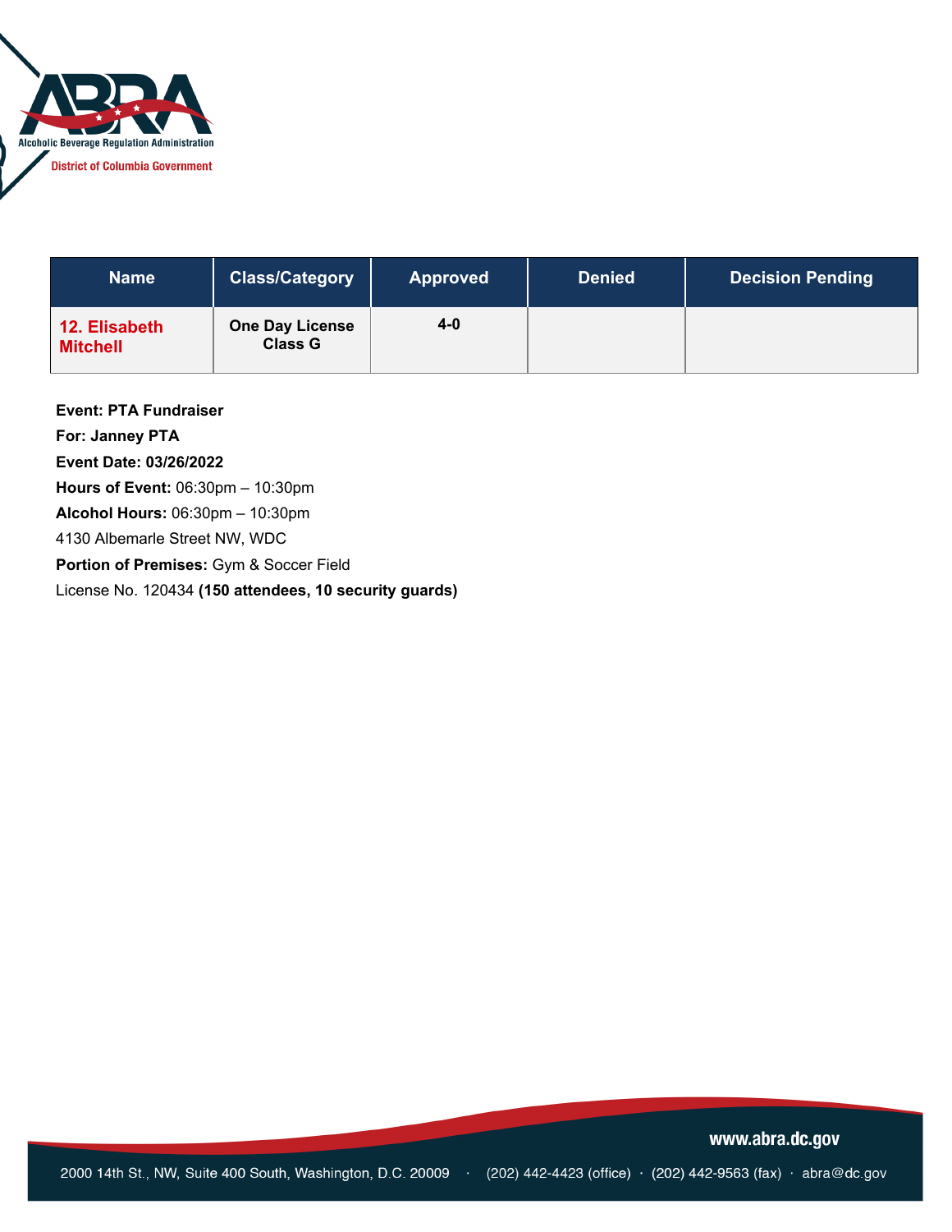| Name | Class/Category | Approved | Denied | Decision Pending |
|---|---|---|---|---|
| **12. Elisabeth Mitchell** | **One Day License Class G** | **4-0** | | |

**Event: PTA Fundraiser**

**For: Janney PTA**

**Event Date: 03/26/2022**

**Hours of Event:** 06:30pm – 10:30pm

**Alcohol Hours:** 06:30pm – 10:30pm

4130 Albemarle Street NW, WDC

**Portion of Premises:** Gym & Soccer Field

License No. 120434 **(150 attendees, 10 security guards)**